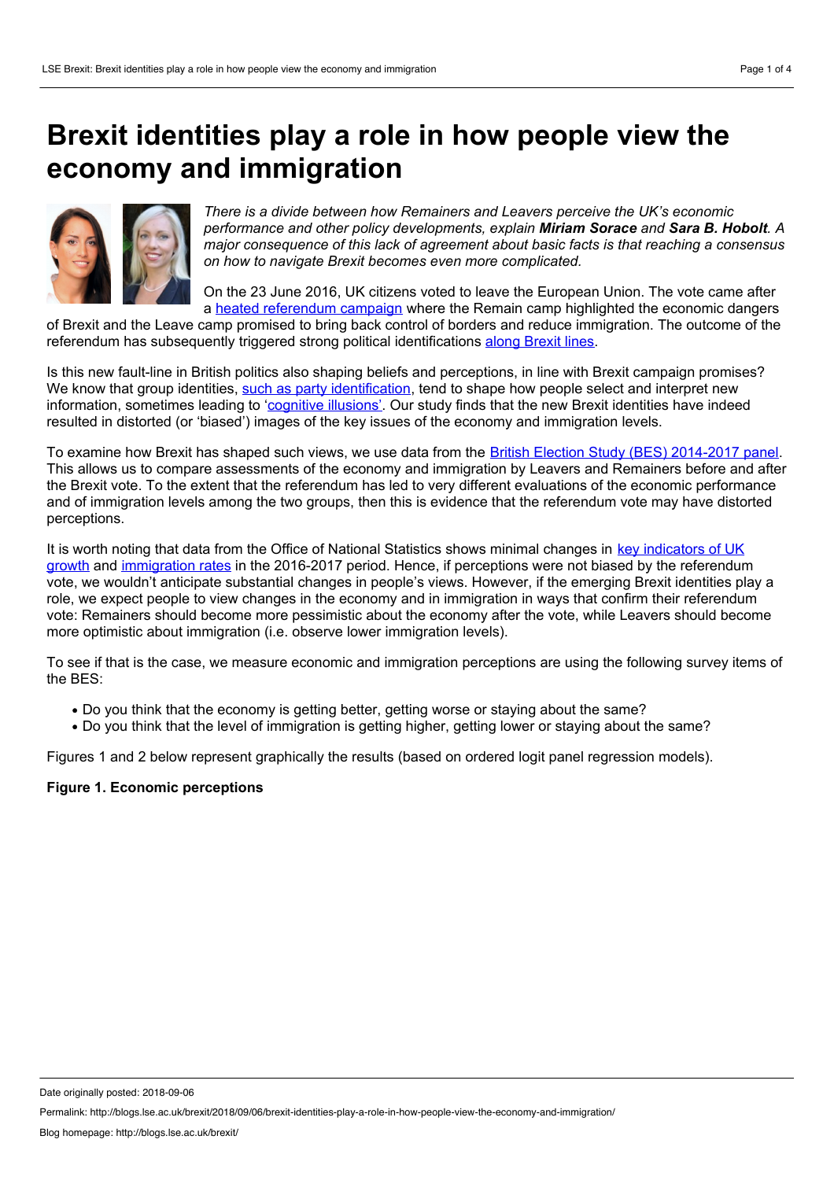# Brexit identities play a role in how people view the economy and immigration

*There is a divide between how Remainers and Leavers perceive the UK's economic performance and other policy developments, explain **Miriam Sorace** and **Sara B. Hobolt**. A major consequence of this lack of agreement about basic facts is that reaching a consensus on how to navigate Brexit becomes even more complicated.*

On the 23 June 2016, UK citizens voted to leave the European Union. The vote came after a heated referendum campaign where the Remain camp highlighted the economic dangers of Brexit and the Leave camp promised to bring back control of borders and reduce immigration. The outcome of the referendum has subsequently triggered strong political identifications along Brexit lines.

Is this new fault-line in British politics also shaping beliefs and perceptions, in line with Brexit campaign promises? We know that group identities, such as party identification, tend to shape how people select and interpret new information, sometimes leading to 'cognitive illusions'. Our study finds that the new Brexit identities have indeed resulted in distorted (or 'biased') images of the key issues of the economy and immigration levels.

To examine how Brexit has shaped such views, we use data from the British Election Study (BES) 2014-2017 panel. This allows us to compare assessments of the economy and immigration by Leavers and Remainers before and after the Brexit vote. To the extent that the referendum has led to very different evaluations of the economic performance and of immigration levels among the two groups, then this is evidence that the referendum vote may have distorted perceptions.

It is worth noting that data from the Office of National Statistics shows minimal changes in key indicators of UK growth and immigration rates in the 2016-2017 period. Hence, if perceptions were not biased by the referendum vote, we wouldn't anticipate substantial changes in people's views. However, if the emerging Brexit identities play a role, we expect people to view changes in the economy and in immigration in ways that confirm their referendum vote: Remainers should become more pessimistic about the economy after the vote, while Leavers should become more optimistic about immigration (i.e. observe lower immigration levels).

To see if that is the case, we measure economic and immigration perceptions are using the following survey items of the BES:

- Do you think that the economy is getting better, getting worse or staying about the same?
- Do you think that the level of immigration is getting higher, getting lower or staying about the same?

Figures 1 and 2 below represent graphically the results (based on ordered logit panel regression models).

**Figure 1. Economic perceptions**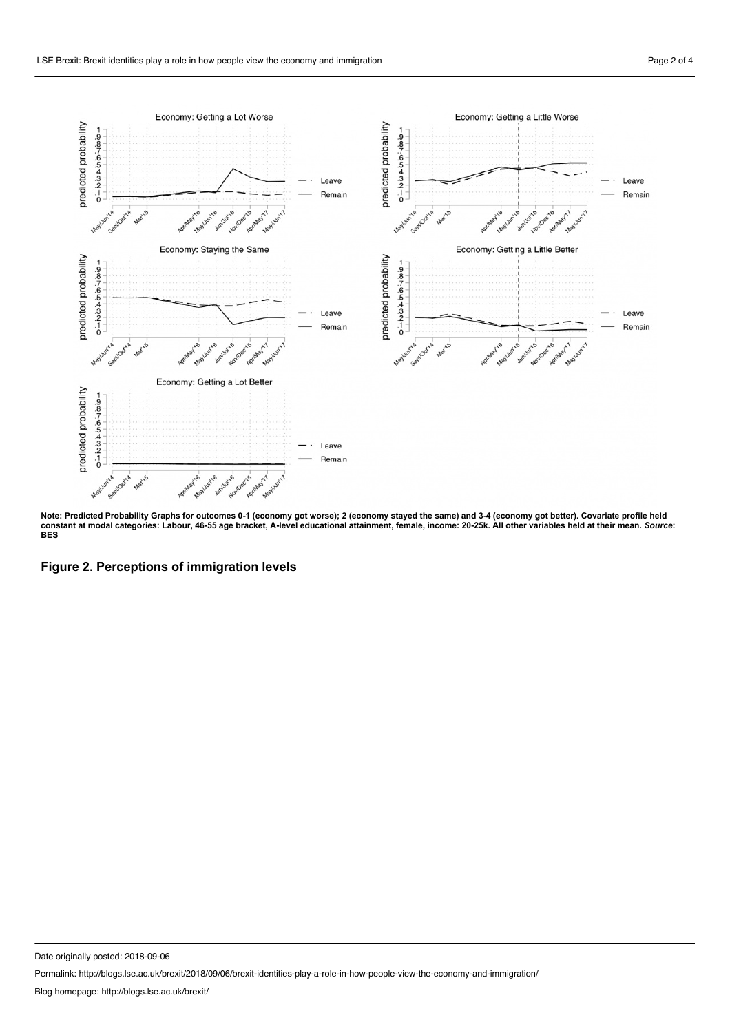**Note: Predicted Probability Graphs for outcomes 0-1 (economy got worse); 2 (economy stayed the same) and 3-4 (economy got better). Covariate profile held constant at modal categories: Labour, 46-55 age bracket, A-level educational attainment, female, income: 20-25k. All other variables held at their mean. *Source*: BES**

## Figure 2. Perceptions of immigration levels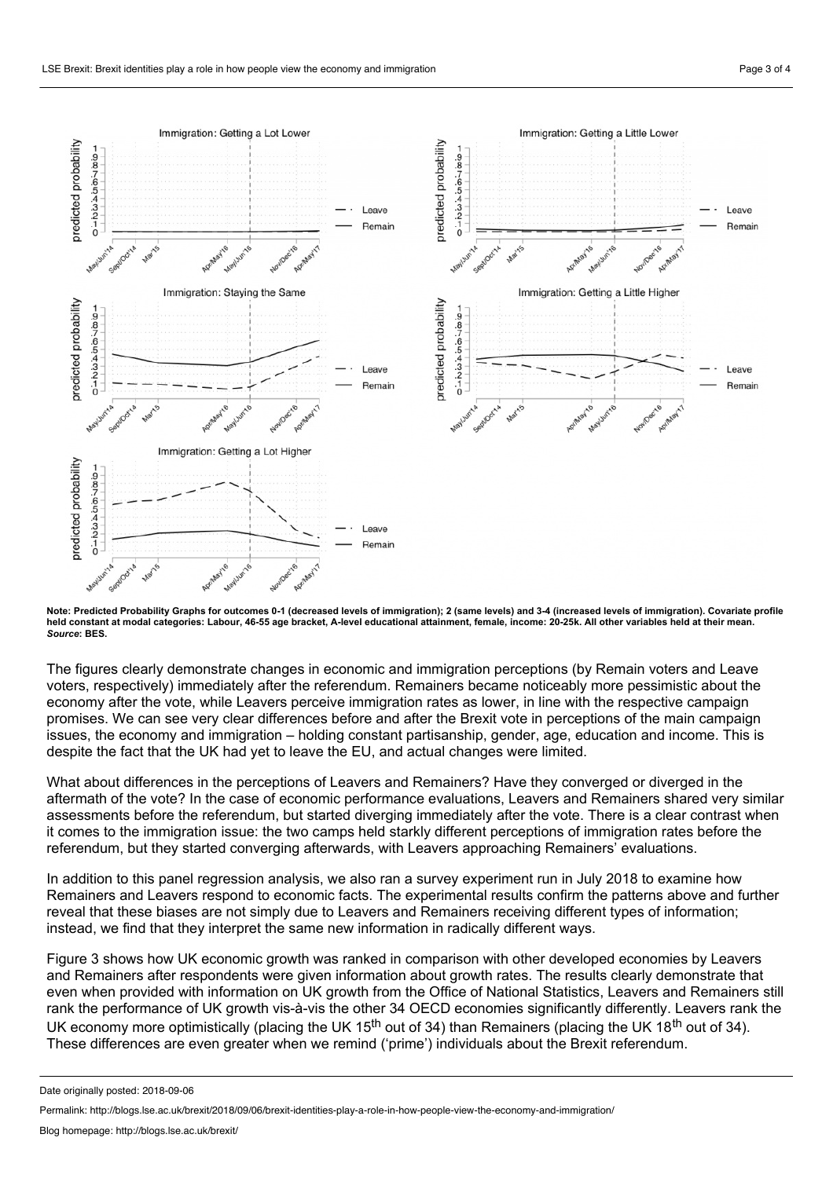**Note: Predicted Probability Graphs for outcomes 0-1 (decreased levels of immigration); 2 (same levels) and 3-4 (increased levels of immigration). Covariate profile held constant at modal categories: Labour, 46-55 age bracket, A-level educational attainment, female, income: 20-25k. All other variables held at their mean.**
***Source*: BES.**

The figures clearly demonstrate changes in economic and immigration perceptions (by Remain voters and Leave voters, respectively) immediately after the referendum. Remainers became noticeably more pessimistic about the economy after the vote, while Leavers perceive immigration rates as lower, in line with the respective campaign promises. We can see very clear differences before and after the Brexit vote in perceptions of the main campaign issues, the economy and immigration – holding constant partisanship, gender, age, education and income. This is despite the fact that the UK had yet to leave the EU, and actual changes were limited.

What about differences in the perceptions of Leavers and Remainers? Have they converged or diverged in the aftermath of the vote? In the case of economic performance evaluations, Leavers and Remainers shared very similar assessments before the referendum, but started diverging immediately after the vote. There is a clear contrast when it comes to the immigration issue: the two camps held starkly different perceptions of immigration rates before the referendum, but they started converging afterwards, with Leavers approaching Remainers' evaluations.

In addition to this panel regression analysis, we also ran a survey experiment run in July 2018 to examine how Remainers and Leavers respond to economic facts. The experimental results confirm the patterns above and further reveal that these biases are not simply due to Leavers and Remainers receiving different types of information; instead, we find that they interpret the same new information in radically different ways.

Figure 3 shows how UK economic growth was ranked in comparison with other developed economies by Leavers and Remainers after respondents were given information about growth rates. The results clearly demonstrate that even when provided with information on UK growth from the Office of National Statistics, Leavers and Remainers still rank the performance of UK growth vis-à-vis the other 34 OECD economies significantly differently. Leavers rank the UK economy more optimistically (placing the UK 15th out of 34) than Remainers (placing the UK 18th out of 34). These differences are even greater when we remind ('prime') individuals about the Brexit referendum.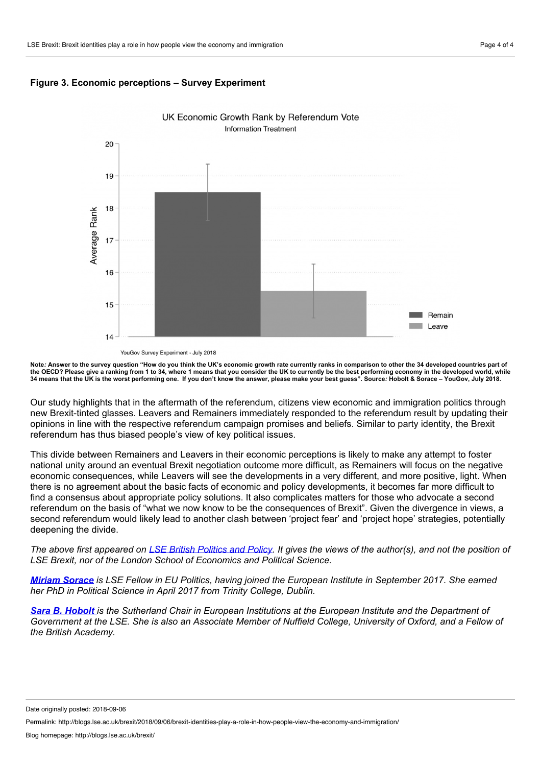**Figure 3. Economic perceptions – Survey Experiment**

UK Economic Growth Rank by Referendum Vote

Information Treatment

Average Rank

20
19
18
17
16
15
14

Remain
Leave

YouGov Survey Experiment - July 2018

**Note: Answer to the survey question "How do you think the UK's economic growth rate currently ranks in comparison to other the 34 developed countries part of the OECD? Please give a ranking from 1 to 34, where 1 means that you consider the UK to currently be the best performing economy in the developed world, while 34 means that the UK is the worst performing one. If you don't know the answer, please make your best guess". Source: Hobolt & Sorace – YouGov, July 2018.**

Our study highlights that in the aftermath of the referendum, citizens view economic and immigration politics through new Brexit-tinted glasses. Leavers and Remainers immediately responded to the referendum result by updating their opinions in line with the respective referendum campaign promises and beliefs. Similar to party identity, the Brexit referendum has thus biased people's view of key political issues.

This divide between Remainers and Leavers in their economic perceptions is likely to make any attempt to foster national unity around an eventual Brexit negotiation outcome more difficult, as Remainers will focus on the negative economic consequences, while Leavers will see the developments in a very different, and more positive, light. When there is no agreement about the basic facts of economic and policy developments, it becomes far more difficult to find a consensus about appropriate policy solutions. It also complicates matters for those who advocate a second referendum on the basis of "what we now know to be the consequences of Brexit". Given the divergence in views, a second referendum would likely lead to another clash between 'project fear' and 'project hope' strategies, potentially deepening the divide.

*The above first appeared on [LSE British Politics and Policy](). It gives the views of the author(s), and not the position of LSE Brexit, nor of the London School of Economics and Political Science.*

***[Miriam Sorace]()*** *is LSE Fellow in EU Politics, having joined the European Institute in September 2017. She earned her PhD in Political Science in April 2017 from Trinity College, Dublin.*

***[Sara B. Hobolt]()*** *is the Sutherland Chair in European Institutions at the European Institute and the Department of Government at the LSE. She is also an Associate Member of Nuffield College, University of Oxford, and a Fellow of the British Academy.*

Date originally posted: 2018-09-06

Permalink: http://blogs.lse.ac.uk/brexit/2018/09/06/brexit-identities-play-a-role-in-how-people-view-the-economy-and-immigration/

Blog homepage: http://blogs.lse.ac.uk/brexit/